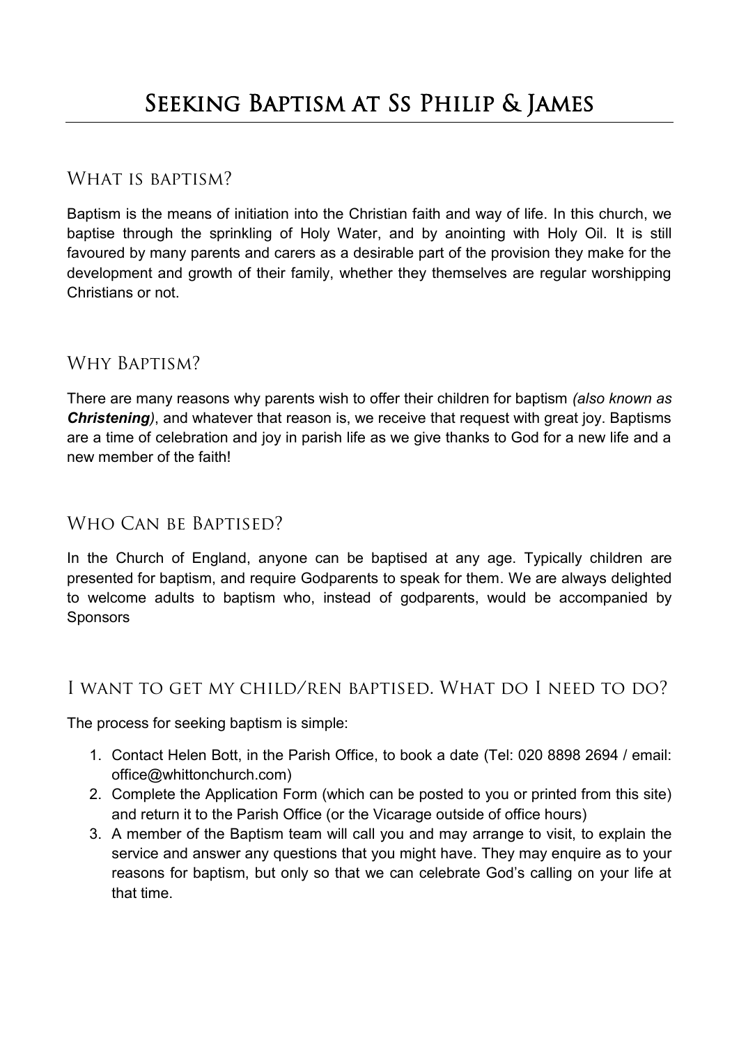# Seeking Baptism at Ss Philip & James

## What is baptism?

Baptism is the means of initiation into the Christian faith and way of life. In this church, we baptise through the sprinkling of Holy Water, and by anointing with Holy Oil. It is still favoured by many parents and carers as a desirable part of the provision they make for the development and growth of their family, whether they themselves are regular worshipping Christians or not.

## Why Baptism?

There are many reasons why parents wish to offer their children for baptism *(also known as **Christening**)*, and whatever that reason is, we receive that request with great joy. Baptisms are a time of celebration and joy in parish life as we give thanks to God for a new life and a new member of the faith!

## Who Can be Baptised?

In the Church of England, anyone can be baptised at any age. Typically children are presented for baptism, and require Godparents to speak for them. We are always delighted to welcome adults to baptism who, instead of godparents, would be accompanied by Sponsors

## I want to get my child/ren baptised. What do I need to do?

The process for seeking baptism is simple:

1. Contact Helen Bott, in the Parish Office, to book a date (Tel: 020 8898 2694 / email: office@whittonchurch.com)
2. Complete the Application Form (which can be posted to you or printed from this site) and return it to the Parish Office (or the Vicarage outside of office hours)
3. A member of the Baptism team will call you and may arrange to visit, to explain the service and answer any questions that you might have. They may enquire as to your reasons for baptism, but only so that we can celebrate God's calling on your life at that time.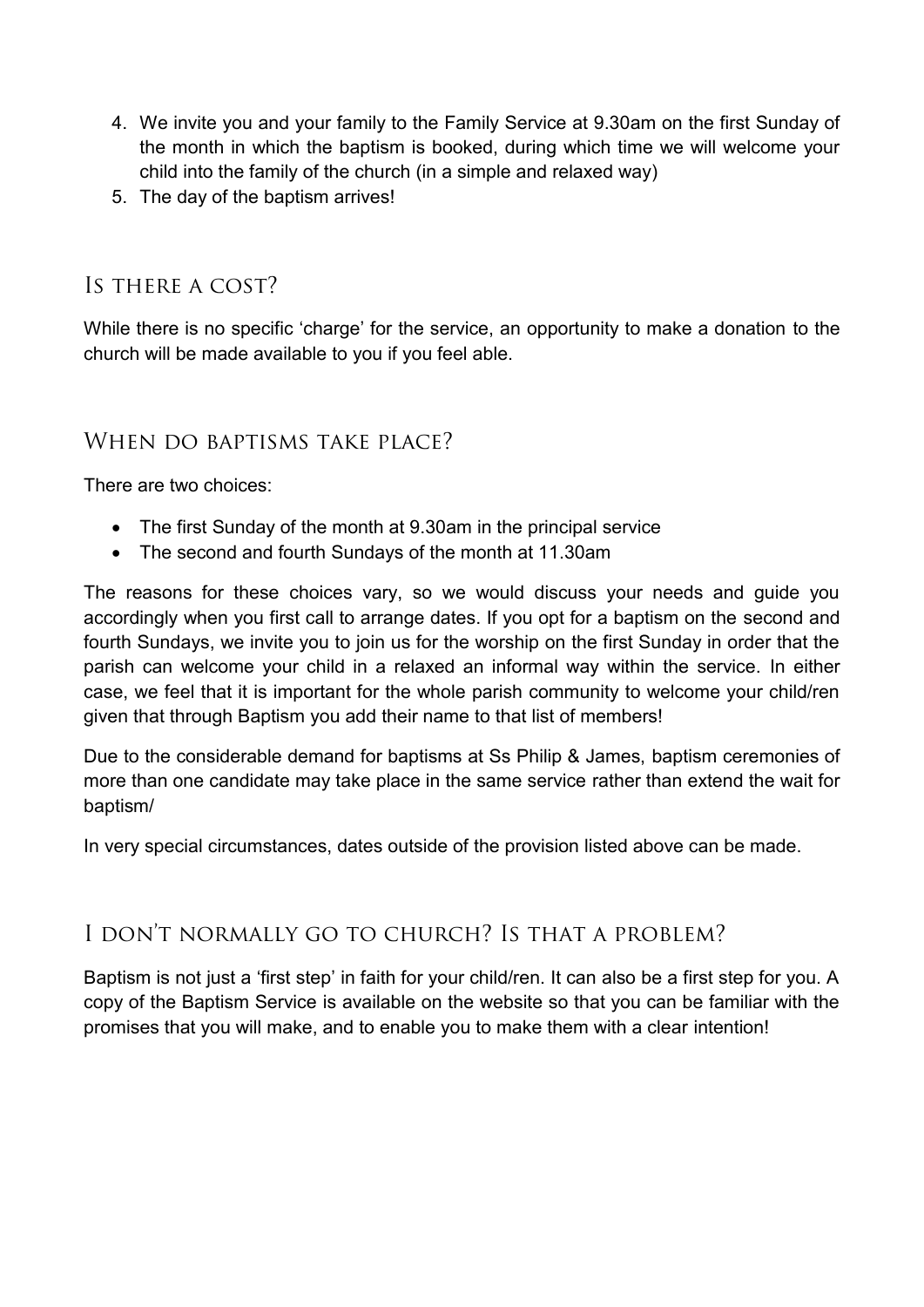4. We invite you and your family to the Family Service at 9.30am on the first Sunday of the month in which the baptism is booked, during which time we will welcome your child into the family of the church (in a simple and relaxed way)
5. The day of the baptism arrives!

## Is there a cost?

While there is no specific 'charge' for the service, an opportunity to make a donation to the church will be made available to you if you feel able.

## When do baptisms take place?

There are two choices:

- The first Sunday of the month at 9.30am in the principal service
- The second and fourth Sundays of the month at 11.30am

The reasons for these choices vary, so we would discuss your needs and guide you accordingly when you first call to arrange dates. If you opt for a baptism on the second and fourth Sundays, we invite you to join us for the worship on the first Sunday in order that the parish can welcome your child in a relaxed an informal way within the service. In either case, we feel that it is important for the whole parish community to welcome your child/ren given that through Baptism you add their name to that list of members!

Due to the considerable demand for baptisms at Ss Philip & James, baptism ceremonies of more than one candidate may take place in the same service rather than extend the wait for baptism/

In very special circumstances, dates outside of the provision listed above can be made.

## I don't normally go to church? Is that a problem?

Baptism is not just a 'first step' in faith for your child/ren. It can also be a first step for you. A copy of the Baptism Service is available on the website so that you can be familiar with the promises that you will make, and to enable you to make them with a clear intention!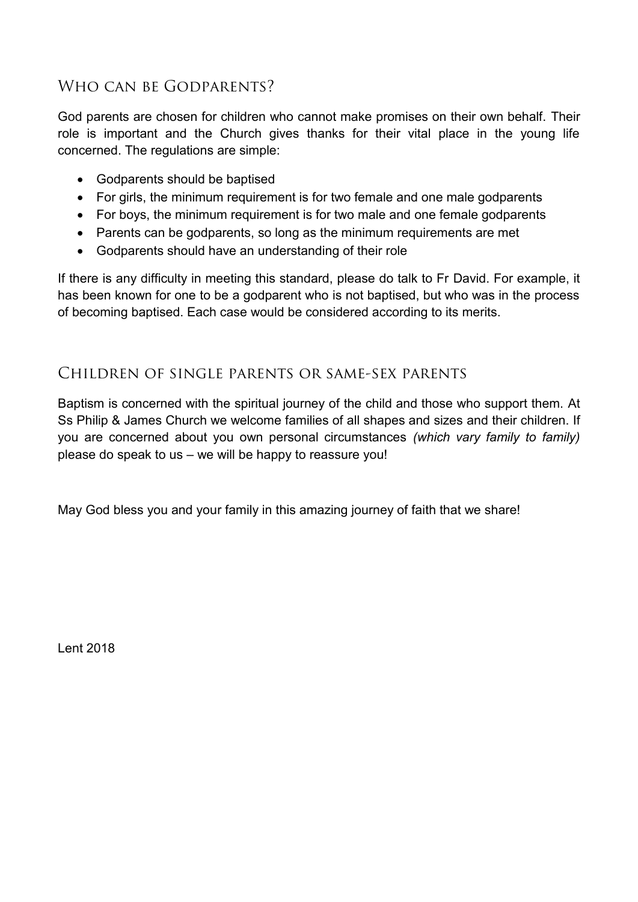## Who can be Godparents?

God parents are chosen for children who cannot make promises on their own behalf. Their role is important and the Church gives thanks for their vital place in the young life concerned. The regulations are simple:

- Godparents should be baptised
- For girls, the minimum requirement is for two female and one male godparents
- For boys, the minimum requirement is for two male and one female godparents
- Parents can be godparents, so long as the minimum requirements are met
- Godparents should have an understanding of their role

If there is any difficulty in meeting this standard, please do talk to Fr David. For example, it has been known for one to be a godparent who is not baptised, but who was in the process of becoming baptised. Each case would be considered according to its merits.

## Children of single parents or same-sex parents

Baptism is concerned with the spiritual journey of the child and those who support them. At Ss Philip & James Church we welcome families of all shapes and sizes and their children. If you are concerned about you own personal circumstances *(which vary family to family)* please do speak to us – we will be happy to reassure you!

May God bless you and your family in this amazing journey of faith that we share!

Lent 2018